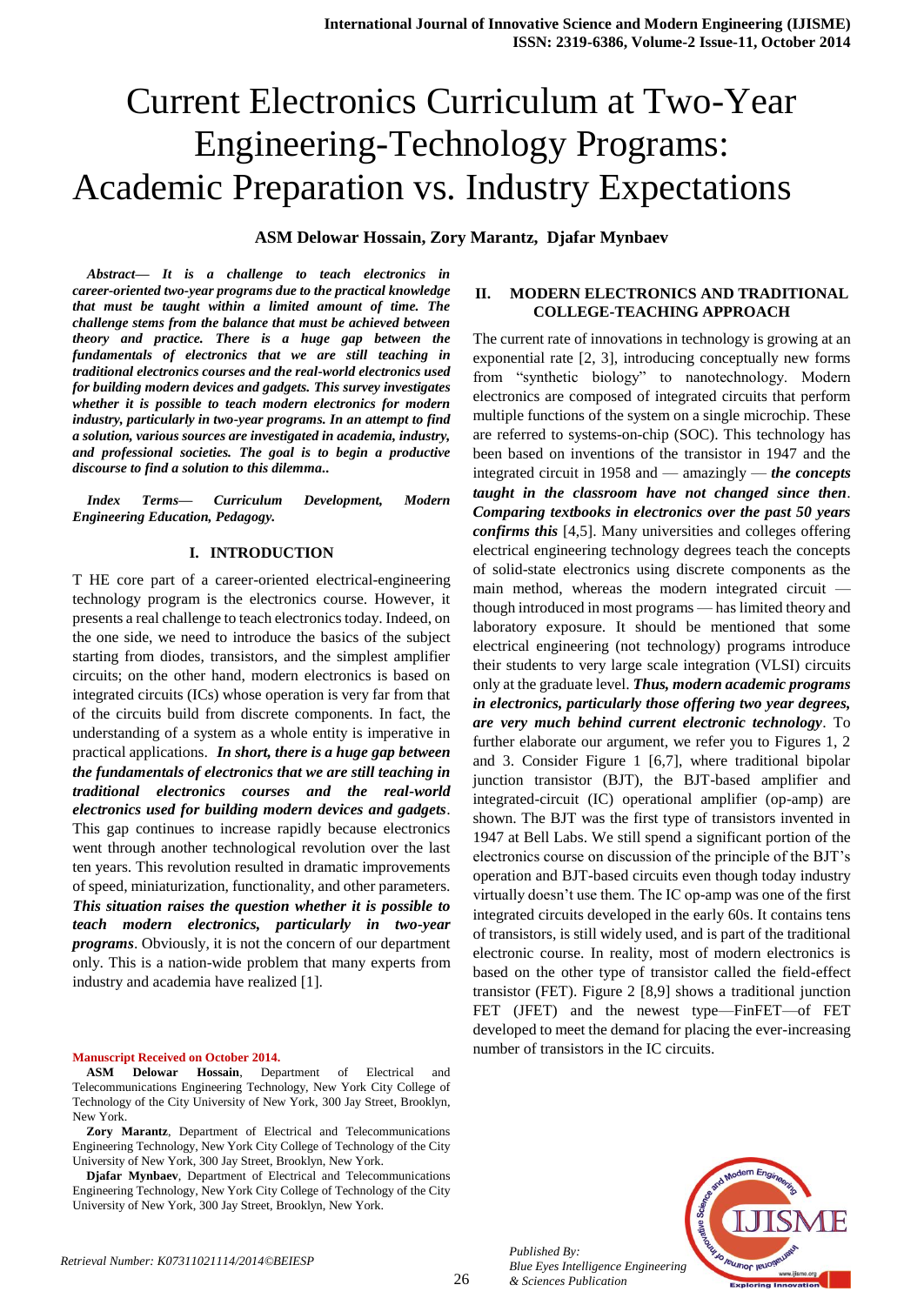# Current Electronics Curriculum at Two-Year Engineering-Technology Programs: Academic Preparation vs. Industry Expectations

**ASM Delowar Hossain, Zory Marantz, Djafar Mynbaev**

***Abstract— It is a challenge to teach electronics in career-oriented two-year programs due to the practical knowledge that must be taught within a limited amount of time. The challenge stems from the balance that must be achieved between theory and practice. There is a huge gap between the fundamentals of electronics that we are still teaching in traditional electronics courses and the real-world electronics used for building modern devices and gadgets. This survey investigates whether it is possible to teach modern electronics for modern industry, particularly in two-year programs. In an attempt to find a solution, various sources are investigated in academia, industry, and professional societies. The goal is to begin a productive discourse to find a solution to this dilemma..***

***Index Terms— Curriculum Development, Modern Engineering Education, Pedagogy.***

## I. INTRODUCTION

THE core part of a career-oriented electrical-engineering technology program is the electronics course. However, it presents a real challenge to teach electronics today. Indeed, on the one side, we need to introduce the basics of the subject starting from diodes, transistors, and the simplest amplifier circuits; on the other hand, modern electronics is based on integrated circuits (ICs) whose operation is very far from that of the circuits build from discrete components. In fact, the understanding of a system as a whole entity is imperative in practical applications. ***In short, there is a huge gap between the fundamentals of electronics that we are still teaching in traditional electronics courses and the real-world electronics used for building modern devices and gadgets***. This gap continues to increase rapidly because electronics went through another technological revolution over the last ten years. This revolution resulted in dramatic improvements of speed, miniaturization, functionality, and other parameters. ***This situation raises the question whether it is possible to teach modern electronics, particularly in two-year programs***. Obviously, it is not the concern of our department only. This is a nation-wide problem that many experts from industry and academia have realized [1].

**Manuscript Received on October 2014.**

**ASM Delowar Hossain**, Department of Electrical and Telecommunications Engineering Technology, New York City College of Technology of the City University of New York, 300 Jay Street, Brooklyn, New York.

**Zory Marantz**, Department of Electrical and Telecommunications Engineering Technology, New York City College of Technology of the City University of New York, 300 Jay Street, Brooklyn, New York.

**Djafar Mynbaev**, Department of Electrical and Telecommunications Engineering Technology, New York City College of Technology of the City University of New York, 300 Jay Street, Brooklyn, New York.

## II. MODERN ELECTRONICS AND TRADITIONAL COLLEGE-TEACHING APPROACH

The current rate of innovations in technology is growing at an exponential rate [2, 3], introducing conceptually new forms from "synthetic biology" to nanotechnology. Modern electronics are composed of integrated circuits that perform multiple functions of the system on a single microchip. These are referred to systems-on-chip (SOC). This technology has been based on inventions of the transistor in 1947 and the integrated circuit in 1958 and — amazingly — ***the concepts taught in the classroom have not changed since then***. ***Comparing textbooks in electronics over the past 50 years confirms this*** [4,5]. Many universities and colleges offering electrical engineering technology degrees teach the concepts of solid-state electronics using discrete components as the main method, whereas the modern integrated circuit — though introduced in most programs — has limited theory and laboratory exposure. It should be mentioned that some electrical engineering (not technology) programs introduce their students to very large scale integration (VLSI) circuits only at the graduate level. ***Thus, modern academic programs in electronics, particularly those offering two year degrees, are very much behind current electronic technology***. To further elaborate our argument, we refer you to Figures 1, 2 and 3. Consider Figure 1 [6,7], where traditional bipolar junction transistor (BJT), the BJT-based amplifier and integrated-circuit (IC) operational amplifier (op-amp) are shown. The BJT was the first type of transistors invented in 1947 at Bell Labs. We still spend a significant portion of the electronics course on discussion of the principle of the BJT's operation and BJT-based circuits even though today industry virtually doesn't use them. The IC op-amp was one of the first integrated circuits developed in the early 60s. It contains tens of transistors, is still widely used, and is part of the traditional electronic course. In reality, most of modern electronics is based on the other type of transistor called the field-effect transistor (FET). Figure 2 [8,9] shows a traditional junction FET (JFET) and the newest type—FinFET—of FET developed to meet the demand for placing the ever-increasing number of transistors in the IC circuits.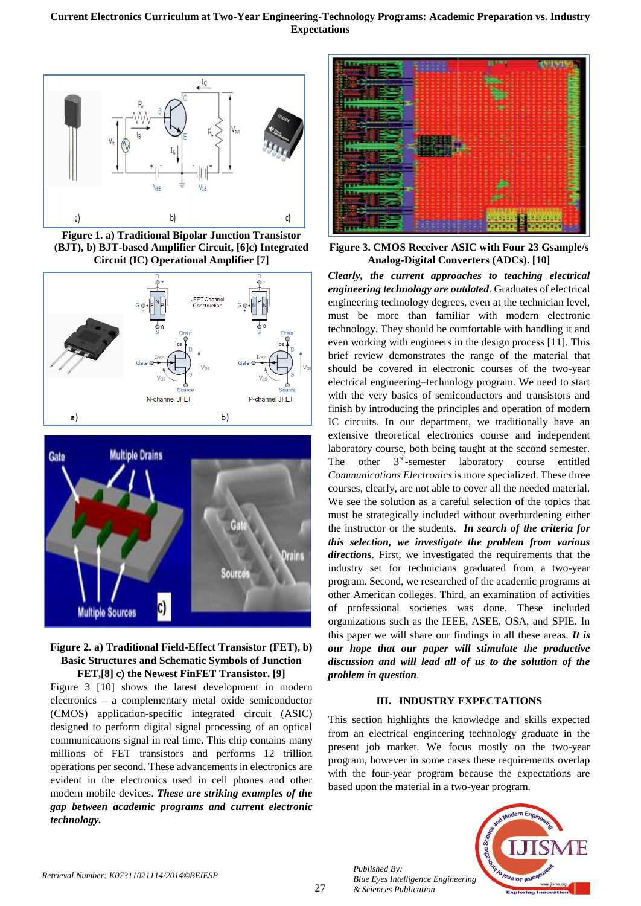Figure 1. a) Traditional Bipolar Junction Transistor (BJT), b) BJT-based Amplifier Circuit, [6]c) Integrated Circuit (IC) Operational Amplifier [7]

Figure 2. a) Traditional Field-Effect Transistor (FET), b) Basic Structures and Schematic Symbols of Junction FET,[8] c) the Newest FinFET Transistor. [9]

Figure 3 [10] shows the latest development in modern electronics – a complementary metal oxide semiconductor (CMOS) application-specific integrated circuit (ASIC) designed to perform digital signal processing of an optical communications signal in real time. This chip contains many millions of FET transistors and performs 12 trillion operations per second. These advancements in electronics are evident in the electronics used in cell phones and other modern mobile devices. ***These are striking examples of the gap between academic programs and current electronic technology.***

Figure 3. CMOS Receiver ASIC with Four 23 Gsample/s Analog-Digital Converters (ADCs). [10]

***Clearly, the current approaches to teaching electrical engineering technology are outdated***. Graduates of electrical engineering technology degrees, even at the technician level, must be more than familiar with modern electronic technology. They should be comfortable with handling it and even working with engineers in the design process [11]. This brief review demonstrates the range of the material that should be covered in electronic courses of the two-year electrical engineering–technology program. We need to start with the very basics of semiconductors and transistors and finish by introducing the principles and operation of modern IC circuits. In our department, we traditionally have an extensive theoretical electronics course and independent laboratory course, both being taught at the second semester. The other 3rd-semester laboratory course entitled *Communications Electronics* is more specialized. These three courses, clearly, are not able to cover all the needed material. We see the solution as a careful selection of the topics that must be strategically included without overburdening either the instructor or the students. ***In search of the criteria for this selection, we investigate the problem from various directions***. First, we investigated the requirements that the industry set for technicians graduated from a two-year program. Second, we researched of the academic programs at other American colleges. Third, an examination of activities of professional societies was done. These included organizations such as the IEEE, ASEE, OSA, and SPIE. In this paper we will share our findings in all these areas. ***It is our hope that our paper will stimulate the productive discussion and will lead all of us to the solution of the problem in question***.

## III. INDUSTRY EXPECTATIONS

This section highlights the knowledge and skills expected from an electrical engineering technology graduate in the present job market. We focus mostly on the two-year program, however in some cases these requirements overlap with the four-year program because the expectations are based upon the material in a two-year program.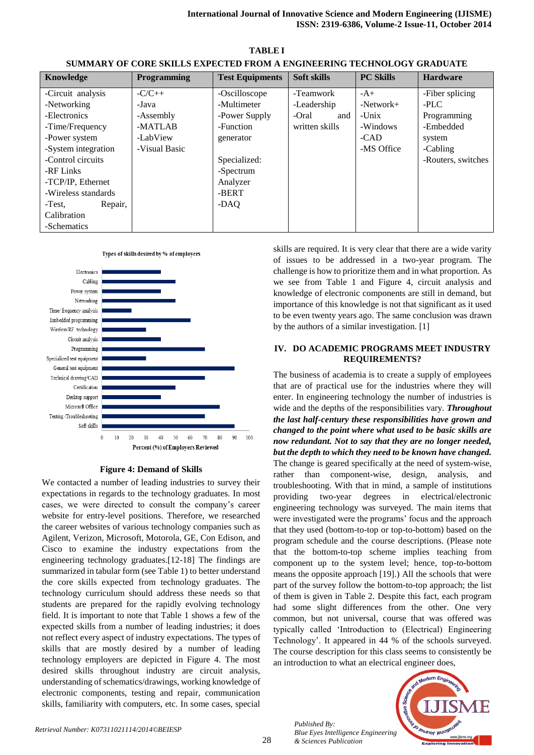**TABLE I**
**SUMMARY OF CORE SKILLS EXPECTED FROM A ENGINEERING TECHNOLOGY GRADUATE**

| Knowledge | Programming | Test Equipments | Soft skills | PC Skills | Hardware |
|---|---|---|---|---|---|
| -Circuit analysis<br>-Networking<br>-Electronics<br>-Time/Frequency<br>-Power system<br>-System integration<br>-Control circuits<br>-RF Links<br>-TCP/IP, Ethernet<br>-Wireless standards<br>-Test, Repair, Calibration<br>-Schematics | -C/C++<br>-Java<br>-Assembly<br>-MATLAB<br>-LabView<br>-Visual Basic | -Oscilloscope<br>-Multimeter<br>-Power Supply<br>-Function generator<br><br>Specialized:<br>-Spectrum Analyzer<br>-BERT<br>-DAQ | -Teamwork<br>-Leadership<br>-Oral and written skills | -A+<br>-Network+<br>-Unix<br>-Windows<br>-CAD<br>-MS Office | -Fiber splicing<br>-PLC Programming<br>-Embedded system<br>-Cabling<br>-Routers, switches |

Types of skills desired by % of employers

| Skill | Percent (%) of Employers Reviewed |
|---|---|
| Electronics | 40 |
| Cabling | 50 |
| Power system | 40 |
| Networking | 50 |
| Time/ frequency analysis | 20 |
| Embedded programming | 60 |
| Wireless/RF technology | 30 |
| Circuit analysis | 40 |
| Programming | 70 |
| Specialized test equipment | 30 |
| General test equipment | 90 |
| Technical drawing/CAD | 70 |
| Certification | 50 |
| Desktop support | 40 |
| Microsoft Office | 80 |
| Testing /Troubleshooting | 70 |
| Soft skills | 90 |

**Figure 4: Demand of Skills**

We contacted a number of leading industries to survey their expectations in regards to the technology graduates. In most cases, we were directed to consult the company's career website for entry-level positions. Therefore, we researched the career websites of various technology companies such as Agilent, Verizon, Microsoft, Motorola, GE, Con Edison, and Cisco to examine the industry expectations from the engineering technology graduates.[12-18] The findings are summarized in tabular form (see Table 1) to better understand the core skills expected from technology graduates. The technology curriculum should address these needs so that students are prepared for the rapidly evolving technology field. It is important to note that Table 1 shows a few of the expected skills from a number of leading industries; it does not reflect every aspect of industry expectations. The types of skills that are mostly desired by a number of leading technology employers are depicted in Figure 4. The most desired skills throughout industry are circuit analysis, understanding of schematics/drawings, working knowledge of electronic components, testing and repair, communication skills, familiarity with computers, etc. In some cases, special skills are required. It is very clear that there are a wide varity of issues to be addressed in a two-year program. The challenge is how to prioritize them and in what proportion. As we see from Table 1 and Figure 4, circuit analysis and knowledge of electronic components are still in demand, but importance of this knowledge is not that significant as it used to be even twenty years ago. The same conclusion was drawn by the authors of a similar investigation. [1]

## IV. DO ACADEMIC PROGRAMS MEET INDUSTRY REQUIREMENTS?

The business of academia is to create a supply of employees that are of practical use for the industries where they will enter. In engineering technology the number of industries is wide and the depths of the responsibilities vary. ***Throughout the last half-century these responsibilities have grown and changed to the point where what used to be basic skills are now redundant. Not to say that they are no longer needed, but the depth to which they need to be known have changed.*** The change is geared specifically at the need of system-wise, rather than component-wise, design, analysis, and troubleshooting. With that in mind, a sample of institutions providing two-year degrees in electrical/electronic engineering technology was surveyed. The main items that were investigated were the programs' focus and the approach that they used (bottom-to-top or top-to-bottom) based on the program schedule and the course descriptions. (Please note that the bottom-to-top scheme implies teaching from component up to the system level; hence, top-to-bottom means the opposite approach [19].) All the schools that were part of the survey follow the bottom-to-top approach; the list of them is given in Table 2. Despite this fact, each program had some slight differences from the other. One very common, but not universal, course that was offered was typically called 'Introduction to (Electrical) Engineering Technology'. It appeared in 44 % of the schools surveyed. The course description for this class seems to consistently be an introduction to what an electrical engineer does,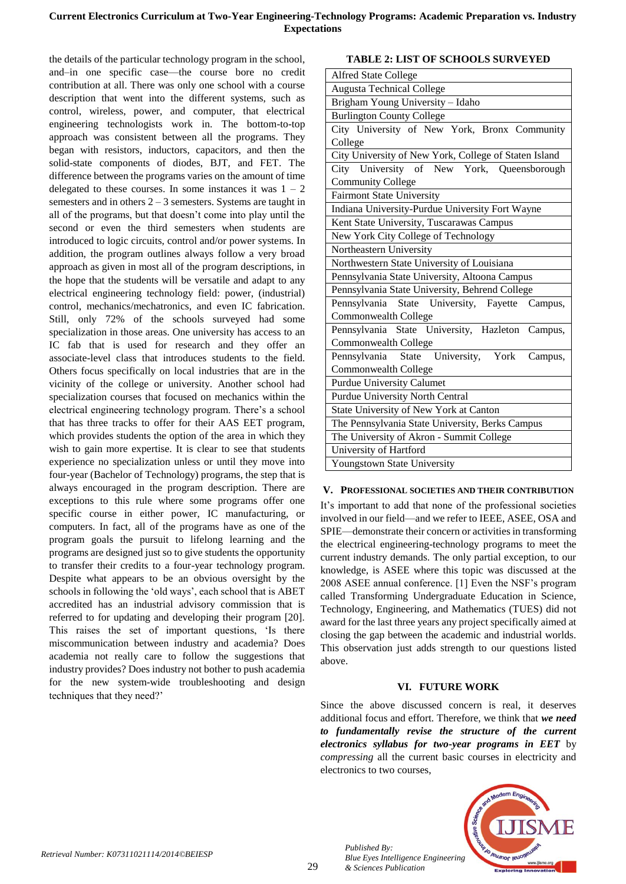the details of the particular technology program in the school, and–in one specific case—the course bore no credit contribution at all. There was only one school with a course description that went into the different systems, such as control, wireless, power, and computer, that electrical engineering technologists work in. The bottom-to-top approach was consistent between all the programs. They began with resistors, inductors, capacitors, and then the solid-state components of diodes, BJT, and FET. The difference between the programs varies on the amount of time delegated to these courses. In some instances it was 1 – 2 semesters and in others 2 – 3 semesters. Systems are taught in all of the programs, but that doesn't come into play until the second or even the third semesters when students are introduced to logic circuits, control and/or power systems. In addition, the program outlines always follow a very broad approach as given in most all of the program descriptions, in the hope that the students will be versatile and adapt to any electrical engineering technology field: power, (industrial) control, mechanics/mechatronics, and even IC fabrication. Still, only 72% of the schools surveyed had some specialization in those areas. One university has access to an IC fab that is used for research and they offer an associate-level class that introduces students to the field. Others focus specifically on local industries that are in the vicinity of the college or university. Another school had specialization courses that focused on mechanics within the electrical engineering technology program. There's a school that has three tracks to offer for their AAS EET program, which provides students the option of the area in which they wish to gain more expertise. It is clear to state that students experience no specialization unless or until they move into four-year (Bachelor of Technology) programs, the step that is always encouraged in the program description. There are exceptions to this rule where some programs offer one specific course in either power, IC manufacturing, or computers. In fact, all of the programs have as one of the program goals the pursuit to lifelong learning and the programs are designed just so to give students the opportunity to transfer their credits to a four-year technology program. Despite what appears to be an obvious oversight by the schools in following the 'old ways', each school that is ABET accredited has an industrial advisory commission that is referred to for updating and developing their program [20]. This raises the set of important questions, 'Is there miscommunication between industry and academia? Does academia not really care to follow the suggestions that industry provides? Does industry not bother to push academia for the new system-wide troubleshooting and design techniques that they need?'

**TABLE 2: LIST OF SCHOOLS SURVEYED**

| |
|---|
| Alfred State College |
| Augusta Technical College |
| Brigham Young University – Idaho |
| Burlington County College |
| City University of New York, Bronx Community College |
| City University of New York, College of Staten Island |
| City University of New York, Queensborough Community College |
| Fairmont State University |
| Indiana University-Purdue University Fort Wayne |
| Kent State University, Tuscarawas Campus |
| New York City College of Technology |
| Northeastern University |
| Northwestern State University of Louisiana |
| Pennsylvania State University, Altoona Campus |
| Pennsylvania State University, Behrend College |
| Pennsylvania State University, Fayette Campus, Commonwealth College |
| Pennsylvania State University, Hazleton Campus, Commonwealth College |
| Pennsylvania State University, York Campus, Commonwealth College |
| Purdue University Calumet |
| Purdue University North Central |
| State University of New York at Canton |
| The Pennsylvania State University, Berks Campus |
| The University of Akron - Summit College |
| University of Hartford |
| Youngstown State University |

## V. PROFESSIONAL SOCIETIES AND THEIR CONTRIBUTION

It's important to add that none of the professional societies involved in our field—and we refer to IEEE, ASEE, OSA and SPIE—demonstrate their concern or activities in transforming the electrical engineering-technology programs to meet the current industry demands. The only partial exception, to our knowledge, is ASEE where this topic was discussed at the 2008 ASEE annual conference. [1] Even the NSF's program called Transforming Undergraduate Education in Science, Technology, Engineering, and Mathematics (TUES) did not award for the last three years any project specifically aimed at closing the gap between the academic and industrial worlds. This observation just adds strength to our questions listed above.

## VI. FUTURE WORK

Since the above discussed concern is real, it deserves additional focus and effort. Therefore, we think that ***we need to fundamentally revise the structure of the current electronics syllabus for two-year programs in EET*** by *compressing* all the current basic courses in electricity and electronics to two courses,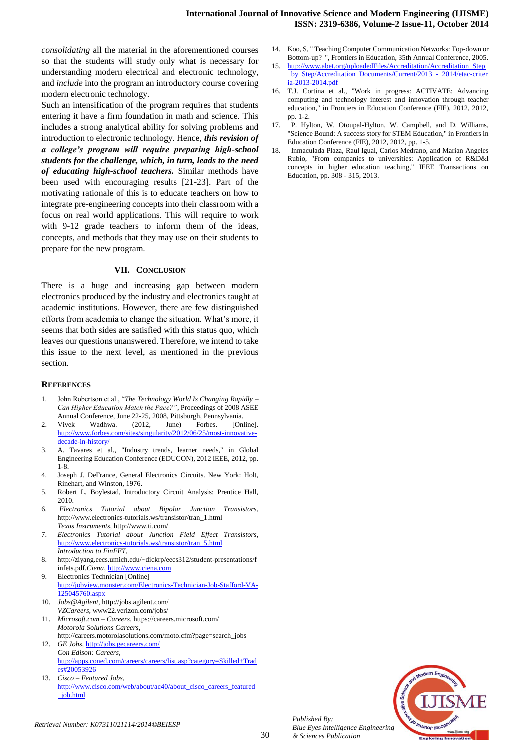*consolidating* all the material in the aforementioned courses so that the students will study only what is necessary for understanding modern electrical and electronic technology, and *include* into the program an introductory course covering modern electronic technology.

Such an intensification of the program requires that students entering it have a firm foundation in math and science. This includes a strong analytical ability for solving problems and introduction to electronic technology. Hence, ***this revision of a college's program will require preparing high-school students for the challenge, which, in turn, leads to the need of educating high-school teachers.*** Similar methods have been used with encouraging results [21-23]. Part of the motivating rationale of this is to educate teachers on how to integrate pre-engineering concepts into their classroom with a focus on real world applications. This will require to work with 9-12 grade teachers to inform them of the ideas, concepts, and methods that they may use on their students to prepare for the new program.

## VII. Conclusion

There is a huge and increasing gap between modern electronics produced by the industry and electronics taught at academic institutions. However, there are few distinguished efforts from academia to change the situation. What's more, it seems that both sides are satisfied with this status quo, which leaves our questions unanswered. Therefore, we intend to take this issue to the next level, as mentioned in the previous section.

## References

1. John Robertson et al., "*The Technology World Is Changing Rapidly – Can Higher Education Match the Pace?"*, Proceedings of 2008 ASEE Annual Conference, June 22-25, 2008, Pittsburgh, Pennsylvania.
2. Vivek Wadhwa. (2012, June) Forbes. [Online]. http://www.forbes.com/sites/singularity/2012/06/25/most-innovative-decade-in-history/
3. A. Tavares et al., "Industry trends, learner needs," in Global Engineering Education Conference (EDUCON), 2012 IEEE, 2012, pp. 1-8.
4. Joseph J. DeFrance, General Electronics Circuits. New York: Holt, Rinehart, and Winston, 1976.
5. Robert L. Boylestad, Introductory Circuit Analysis: Prentice Hall, 2010.
6. *Electronics Tutorial about Bipolar Junction Transistors*, http://www.electronics-tutorials.ws/transistor/tran_1.html *Texas Instruments*, http://www.ti.com/
7. *Electronics Tutorial about Junction Field Effect Transistors*, http://www.electronics-tutorials.ws/transistor/tran_5.html *Introduction to FinFET*,
8. http://ziyang.eecs.umich.edu/~dickrp/eecs312/student-presentations/finfets.pdf.*Ciena*, http://www.ciena.com
9. Electronics Technician [Online] http://jobview.monster.com/Electronics-Technician-Job-Stafford-VA-125045760.aspx
10. *Jobs@Agilent*, http://jobs.agilent.com/ *VZCareers*, www22.verizon.com/jobs/
11. *Microsoft.com – Careers*, https://careers.microsoft.com/ *Motorola Solutions Careers*, http://careers.motorolasolutions.com/moto.cfm?page=search_jobs
12. *GE Jobs*, http://jobs.gecareers.com/ *Con Edison: Careers*, http://apps.coned.com/careers/careers/list.asp?category=Skilled+Trades#20053926
13. *Cisco – Featured Jobs*, http://www.cisco.com/web/about/ac40/about_cisco_careers_featured_job.html
14. Koo, S, " Teaching Computer Communication Networks: Top-down or Bottom-up? ", Frontiers in Education, 35th Annual Conference, 2005.
15. http://www.abet.org/uploadedFiles/Accreditation/Accreditation_Step_by_Step/Accreditation_Documents/Current/2013_-_2014/etac-criteria-2013-2014.pdf
16. T.J. Cortina et al., "Work in progress: ACTIVATE: Advancing computing and technology interest and innovation through teacher education," in Frontiers in Education Conference (FIE), 2012, 2012, pp. 1-2.
17. P. Hylton, W. Otoupal-Hylton, W. Campbell, and D. Williams, "Science Bound: A success story for STEM Education," in Frontiers in Education Conference (FIE), 2012, 2012, pp. 1-5.
18. Inmaculada Plaza, Raul Igual, Carlos Medrano, and Marian Angeles Rubio, "From companies to universities: Application of R&D&I concepts in higher education teaching," IEEE Transactions on Education, pp. 308 - 315, 2013.